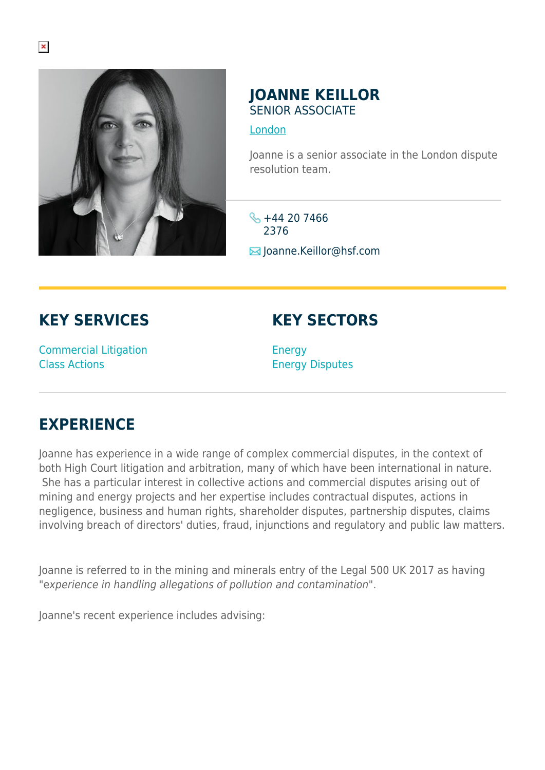# JOANNE KEILLOR

SENIOR ASSOCIATE

London

Joanne is a senior associate in the London dispute resolution team.

+44 20 7466 2376

Joanne.Keillor@hsf.com

## KEY SERVICES

Commercial Litigation
Class Actions

## KEY SECTORS

Energy
Energy Disputes

## EXPERIENCE

Joanne has experience in a wide range of complex commercial disputes, in the context of both High Court litigation and arbitration, many of which have been international in nature. She has a particular interest in collective actions and commercial disputes arising out of mining and energy projects and her expertise includes contractual disputes, actions in negligence, business and human rights, shareholder disputes, partnership disputes, claims involving breach of directors' duties, fraud, injunctions and regulatory and public law matters.

Joanne is referred to in the mining and minerals entry of the Legal 500 UK 2017 as having "*experience in handling allegations of pollution and contamination*".

Joanne's recent experience includes advising: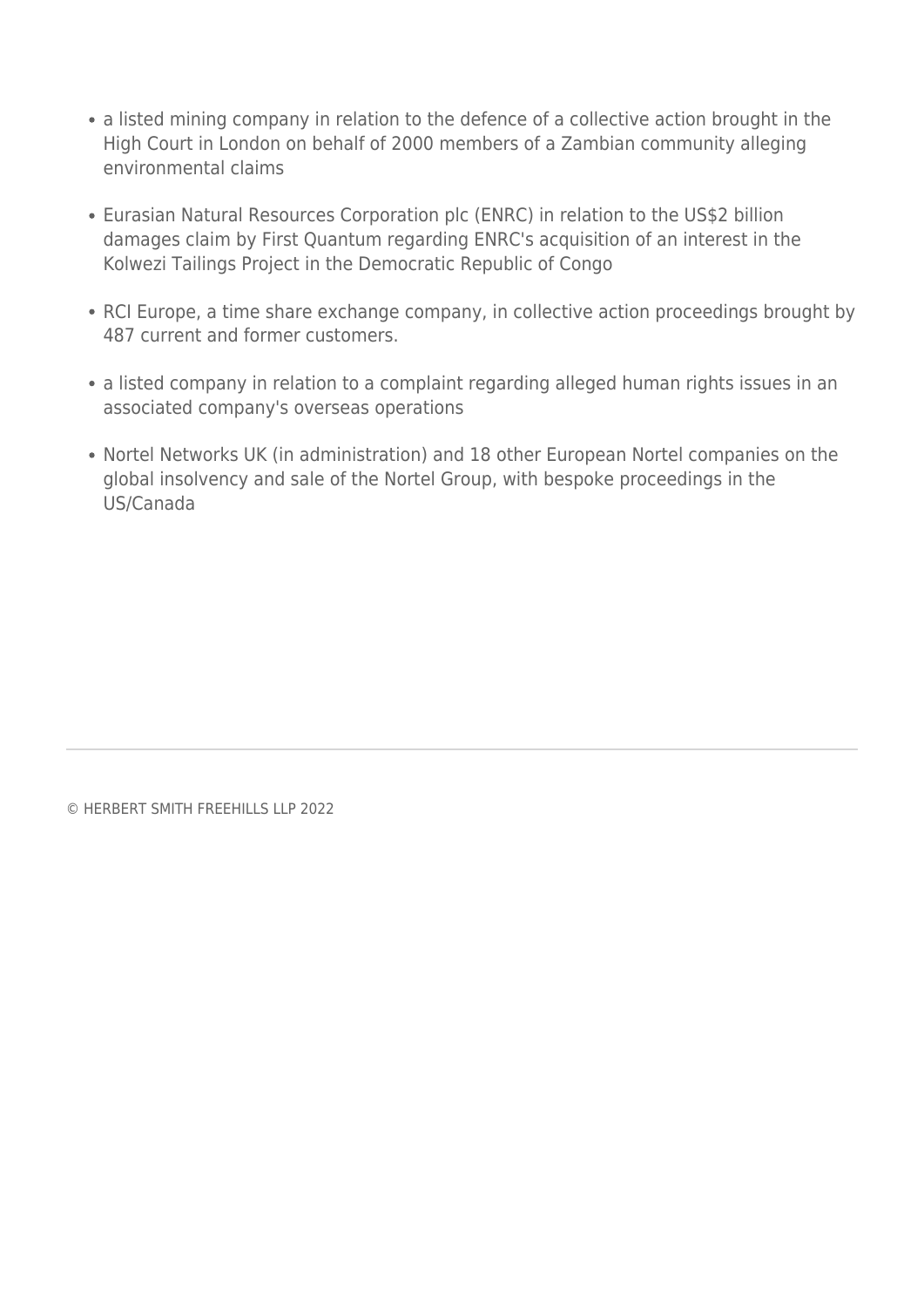- a listed mining company in relation to the defence of a collective action brought in the High Court in London on behalf of 2000 members of a Zambian community alleging environmental claims
- Eurasian Natural Resources Corporation plc (ENRC) in relation to the US$2 billion damages claim by First Quantum regarding ENRC's acquisition of an interest in the Kolwezi Tailings Project in the Democratic Republic of Congo
- RCI Europe, a time share exchange company, in collective action proceedings brought by 487 current and former customers.
- a listed company in relation to a complaint regarding alleged human rights issues in an associated company's overseas operations
- Nortel Networks UK (in administration) and 18 other European Nortel companies on the global insolvency and sale of the Nortel Group, with bespoke proceedings in the US/Canada

© HERBERT SMITH FREEHILLS LLP 2022